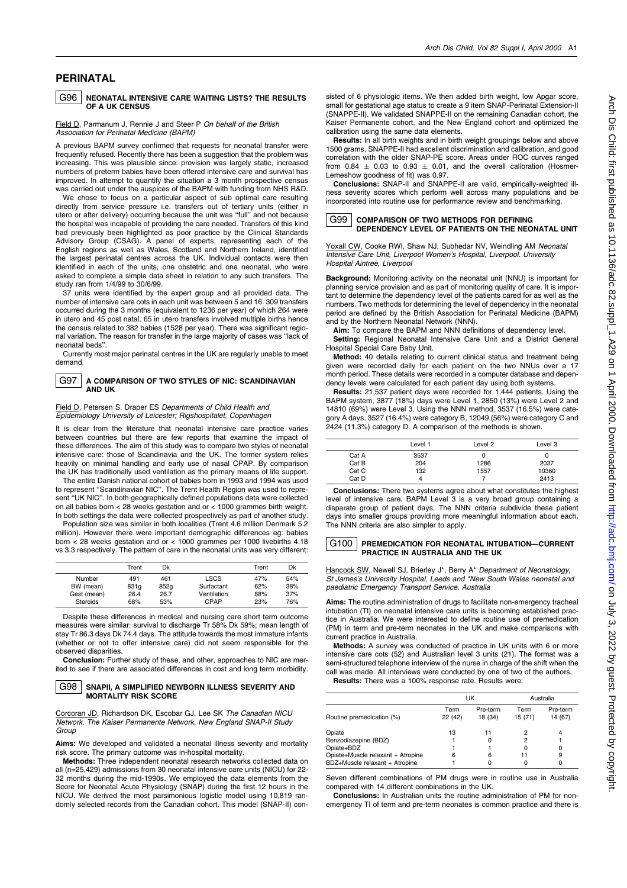# PERINATAL

## G96 NEONATAL INTENSIVE CARE WAITING LISTS? THE RESULTS OF A UK CENSUS

Field D, Parmanum J, Rennie J and Steer P *On behalf of the British Association for Perinatal Medicine (BAPM)*

A previous BAPM survey confirmed that requests for neonatal transfer were frequently refused. Recently there has been a suggestion that the problem was increasing. This was plausible since: provision was largely static, increased numbers of preterm babies have been offered intensive care and survival has improved. In attempt to quantify the situation a 3 month prospective census was carried out under the auspices of the BAPM with funding from NHS R&D.

We chose to focus on a particular aspect of sub optimal care resulting directly from service pressure i.e. transfers out of tertiary units (either in utero or after delivery) occurring because the unit was "full" and not because the hospital was incapable of providing the care needed. Transfers of this kind had previously been highlighted as poor practice by the Clinical Standards Advisory Group (CSAG). A panel of experts, representing each of the English regions as well as Wales, Scotland and Northern Ireland, identified the largest perinatal centres across the UK. Individual contacts were then identified in each of the units, one obstetric and one neonatal, who were asked to complete a simple data sheet in relation to any such transfers. The study ran from 1/4/99 to 30/6/99.

37 units were identified by the expert group and all provided data. The number of intensive care cots in each unit was between 5 and 16. 309 transfers occurred during the 3 months (equivalent to 1236 per year) of which 264 were in utero and 45 post natal. 65 in utero transfers involved multiple births hence the census related to 382 babies (1528 per year). There was significant regional variation. The reason for transfer in the large majority of cases was "lack of neonatal beds".

Currently most major perinatal centres in the UK are regularly unable to meet demand.

## G97 A COMPARISON OF TWO STYLES OF NIC: SCANDINAVIAN AND UK

Field D, Petersen S, Draper ES *Departments of Child Health and Epidemiology University of Leicester; Rigshospitalet, Copenhagen*

It is clear from the literature that neonatal intensive care practice varies between countries but there are few reports that examine the impact of these differences. The aim of this study was to compare two styles of neonatal intensive care: those of Scandinavia and the UK. The former system relies heavily on minimal handling and early use of nasal CPAP. By comparison the UK has traditionally used ventilation as the primary means of life support.

The entire Danish national cohort of babies born in 1993 and 1994 was used to represent "Scandinavian NIC". The Trent Health Region was used to represent "UK NIC". In both geographically defined populations data were collected on all babies born < 28 weeks gestation and or < 1000 grammes birth weight. In both settings the data were collected prospectively as part of another study.

Population size was similar in both localities (Trent 4.6 million Denmark 5.2 million). However there were important demographic differences eg: babies born < 28 weeks gestation and or < 1000 grammes per 1000 livebirths 4.18 vs 3.3 respectively. The pattern of care in the neonatal units was very different:

| | Trent | Dk | | Trent | Dk |
|---|---|---|---|---|---|
| Number | 491 | 461 | LSCS | 47% | 54% |
| BW (mean) | 831g | 852g | Surfactant | 62% | 38% |
| Gest (mean) | 26.4 | 26.7 | Ventilation | 88% | 37% |
| Steroids | 68% | 53% | CPAP | 23% | 76% |

Despite these differences in medical and nursing care short term outcome measures were similar: survival to discharge Tr 58% Dk 59%; mean length of stay Tr 86.3 days Dk 74.4 days. The attitude towards the most immature infants (whether or not to offer intensive care) did not seem responsible for the observed disparities.

**Conclusion:** Further study of these, and other, approaches to NIC are merited to see if there are associated differences in cost and long term morbidity.

## G98 SNAPII, A SIMPLIFIED NEWBORN ILLNESS SEVERITY AND MORTALITY RISK SCORE

Corcoran JD, Richardson DK, Escobar GJ, Lee SK *The Canadian NICU Network. The Kaiser Permanente Network, New England SNAP-II Study Group*

**Aims:** We developed and validated a neonatal illness severity and mortality risk score. The primary outcome was in-hospital mortality.

**Methods:** Three independent neonatal research networks collected data on all (n=25,429) admissions from 30 neonatal intensive care units (NICU) for 22-32 months during the mid-1990s. We employed the data elements from the Score for Neonatal Acute Physiology (SNAP) during the first 12 hours in the NICU. We derived the most parsimonious logistic model using 10,819 randomly selected records from the Canadian cohort. This model (SNAP-II) consisted of 6 physiologic items. We then added birth weight, low Apgar score, small for gestational age status to create a 9 item SNAP-Perinatal Extension-II (SNAPPE-II). We validated SNAPPE-II on the remaining Canadian cohort, the Kaiser Permanente cohort, and the New England cohort and optimized the calibration using the same data elements.

**Results:** In all birth weights and in birth weight groupings below and above 1500 grams, SNAPPE-II had excellent discrimination and calibration, and good correlation with the older SNAP-PE score. Areas under ROC curves ranged from $0.84 \pm 0.03$ to $0.93 \pm 0.01$, and the overall calibration (Hosmer-Lemeshow goodness of fit) was 0.97.

**Conclusions:** SNAP-II and SNAPPE-II are valid, empirically-weighted illness severity scores which perform well across many populations and be incorporated into routine use for performance review and benchmarking.

## G99 COMPARISON OF TWO METHODS FOR DEFINING DEPENDENCY LEVEL OF PATIENTS ON THE NEONATAL UNIT

Yoxall CW, Cooke RWI, Shaw NJ, Subhedar NV, Weindling AM *Neonatal Intensive Care Unit, Liverpool Women's Hospital, Liverpool. University Hospital Aintree, Liverpool*

**Background:** Monitoring activity on the neonatal unit (NNU) is important for planning service provision and as part of monitoring quality of care. It is important to determine the dependency level of the patients cared for as well as the numbers. Two methods for determining the level of dependency in the neonatal period are defined by the British Association for Perinatal Medicine (BAPM) and by the Northern Neonatal Network (NNN).

**Aim:** To compare the BAPM and NNN definitions of dependency level.

**Setting:** Regional Neonatal Intensive Care Unit and a District General Hospital Special Care Baby Unit.

**Method:** 40 details relating to current clinical status and treatment being given were recorded daily for each patient on the two NNUs over a 17 month period. These details were recorded in a computer database and dependency levels were calculated for each patient day using both systems.

**Results:** 21,537 patient days were recorded for 1,444 patients. Using the BAPM system, 3877 (18%) days were Level 1, 2850 (13%) were Level 2 and 14810 (69%) were Level 3. Using the NNN method, 3537 (16.5%) were category A days, 3527 (16.4%) were category B, 12049 (56%) were category C and 2424 (11.3%) category D. A comparison of the methods is shown.

| | Level 1 | Level 2 | Level 3 |
|---|---|---|---|
| Cat A | 3537 | 0 | 0 |
| Cat B | 204 | 1286 | 2037 |
| Cat C | 132 | 1557 | 10360 |
| Cat D | 4 | 7 | 2413 |

**Conclusions:** There two systems agree about what constitutes the highest level of intensive care. BAPM Level 3 is a very broad group containing a disparate group of patient days. The NNN criteria subdivide these patient days into smaller groups providing more meaningful information about each. The NNN criteria are also simpler to apply.

## G100 PREMEDICATION FOR NEONATAL INTUBATION—CURRENT PRACTICE IN AUSTRALIA AND THE UK

Hancock SW, Newell SJ, Brierley J*, Berry A* *Department of Neonatology, St James's University Hospital, Leeds and *New South Wales neonatal and paediatric Emergency Transport Service, Australia*

**Aims:** The routine administration of drugs to facilitate non-emergency tracheal intubation (TI) on neonatal intensive care units is becoming established practice in Australia. We were interested to define routine use of premedication (PM) in term and pre-term neonates in the UK and make comparisons with current practice in Australia.

**Methods:** A survey was conducted of practice in UK units with 6 or more intensive care cots (52) and Australian level 3 units (21). The format was a semi-structured telephone interview of the nurse in charge of the shift when the call was made. All interviews were conducted by one of two of the authors.

**Results:** There was a 100% response rate. Results were:

| | UK | | Australia | |
|---|---|---|---|---|
| Routine premedication (%) | Term 22 (42) | Pre-term 18 (34) | Term 15 (71) | Pre-term 14 (67) |
| Opiate | 13 | 11 | 2 | 4 |
| Benzodiazepine (BDZ) | 1 | 0 | 2 | 1 |
| Opiate+BDZ | 1 | 1 | 0 | 0 |
| Opiate+Muscle relaxant + Atropine | 6 | 6 | 11 | 9 |
| BDZ+Muscle relaxant + Atropine | 1 | 0 | 0 | 0 |

Seven different combinations of PM drugs were in routine use in Australia compared with 14 different combinations in the UK.

**Conclusions:** In Australian units the routine administration of PM for non-emergency TI of term and pre-term neonates is common practice and there is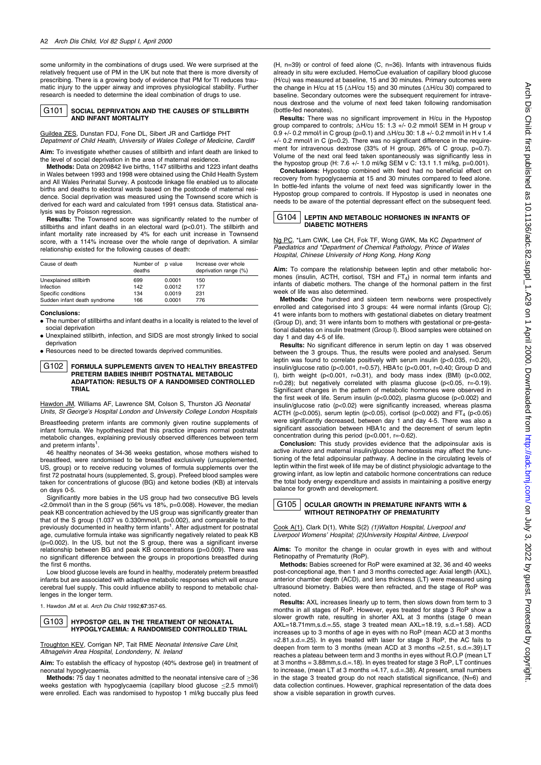some uniformity in the combinations of drugs used. We were surprised at the relatively frequent use of PM in the UK but note that there is more diversity of prescribing. There is a growing body of evidence that PM for TI reduces traumatic injury to the upper airway and improves physiological stability. Further research is needed to determine the ideal combination of drugs to use.

## G101 SOCIAL DEPRIVATION AND THE CAUSES OF STILLBIRTH AND INFANT MORTALITY

Guildea ZES, Dunstan FDJ, Fone DL, Sibert JR and Cartlidge PHT *Department of Child Health, University of Wales College of Medicine, Cardiff*

**Aim:** To investigate whether causes of stillbirth and infant death are linked to the level of social deprivation in the area of maternal residence.

**Methods:** Data on 209842 live births, 1147 stillbirths and 1223 infant deaths in Wales between 1993 and 1998 were obtained using the Child Health System and All Wales Perinatal Survey. A postcode linkage file enabled us to allocate births and deaths to electoral wards based on the postcode of maternal residence. Social deprivation was measured using the Townsend score which is derived for each ward and calculated from 1991 census data. Statistical analysis was by Poisson regression.

**Results:** The Townsend score was significantly related to the number of stillbirths and infant deaths in an electoral ward (p<0.01). The stillbirth and infant mortality rate increased by 4% for each unit increase in Townsend score, with a 114% increase over the whole range of deprivation. A similar relationship existed for the following causes of death:

| Cause of death | Number of deaths | p value | Increase over whole deprivation range (%) |
|---|---|---|---|
| Unexplained stillbirth | 699 | 0.0001 | 150 |
| Infection | 142 | 0.0012 | 177 |
| Specific conditions | 134 | 0.0019 | 231 |
| Sudden infant death syndrome | 166 | 0.0001 | 776 |

**Conclusions:**

- The number of stillbirths and infant deaths in a locality is related to the level of social deprivation
- Unexplained stillbirth, infection, and SIDS are most strongly linked to social deprivation
- Resources need to be directed towards deprived communities.

## G102 FORMULA SUPPLEMENTS GIVEN TO HEALTHY BREASTFED PRETERM BABIES INHIBIT POSTNATAL METABOLIC ADAPTATION: RESULTS OF A RANDOMISED CONTROLLED TRIAL

Hawdon JM, Williams AF, Lawrence SM, Colson S, Thurston JG *Neonatal Units, St George's Hospital London and University College London Hospitals*

Breastfeeding preterm infants are commonly given routine supplements of infant formula. We hypothesized that this practice impairs normal postnatal metabolic changes, explaining previously observed differences between term and preterm infants[1].

46 healthy neonates of 34-36 weeks gestation, whose mothers wished to breastfeed, were randomised to be breastfed exclusively (unsupplemented, US, group) or to receive reducing volumes of formula supplements over the first 72 postnatal hours (supplemented, S, group). Prefeed blood samples were taken for concentrations of glucose (BG) and ketone bodies (KB) at intervals on days 0-5.

Significantly more babies in the US group had two consecutive BG levels <2.0mmol/l than in the S group (56% vs 18%, p=0.008). However, the median peak KB concentration achieved by the US group was significantly greater than that of the S group (1.037 vs 0.330mmol/l, p=0.002), and comparable to that previously documented in healthy term infants[1]. After adjustment for postnatal age, cumulative formula intake was significantly negatively related to peak KB (p=0.002). In the US, but not the S group, there was a significant inverse relationship between BG and peak KB concentrations (p=0.009). There was no significant difference between the groups in proportions breastfed during the first 6 months.

Low blood glucose levels are found in healthy, moderately preterm breastfed infants but are associated with adaptive metabolic responses which will ensure cerebral fuel supply. This could influence ability to respond to metabolic challenges in the longer term.

1. Hawdon JM et al. *Arch Dis Child* 1992;**67**:357-65.

## G103 HYPOSTOP GEL IN THE TREATMENT OF NEONATAL HYPOGLYCAEMIA: A RANDOMISED CONTROLLED TRIAL

Troughton KEV, Corrigan NP, Tait RME *Neonatal Intensive Care Unit, Altnagelvin Area Hospital, Londonderry, N. Ireland*

**Aim:** To establish the efficacy of hypostop (40% dextrose gel) in treatment of neonatal hypoglycaemia.

**Methods:** 75 day 1 neonates admitted to the neonatal intensive care of ≥36 weeks gestation with hypoglycaemia (capillary blood glucose ≤2.5 mmol/l) were enrolled. Each was randomised to hypostop 1 ml/kg buccally plus feed (H, n=39) or control of feed alone (C, n=36). Infants with intravenous fluids already in situ were excluded. HemoCue evaluation of capillary blood glucose (H/cu) was measured at baseline, 15 and 30 minutes. Primary outcomes were the change in H/cu at 15 (ΔH/cu 15) and 30 minutes (ΔH/cu 30) compared to baseline. Secondary outcomes were the subsequent requirement for intravenous dextrose and the volume of next feed taken following randomisation (bottle-fed neonates).

**Results:** There was no significant improvement in H/cu in the Hypostop group compared to controls; ΔH/cu 15: 1.3 +/- 0.2 mmol/l SEM in H group v 0.9 +/- 0.2 mmol/l in C group (p=0.1) and ΔH/cu 30: 1.8 +/- 0.2 mmol/l in H v 1.4 +/- 0.2 mmol/l in C (p=0.2). There was no significant difference in the requirement for intravenous dextrose (33% of H group, 26% of C group, p=0.7). Volume of the next oral feed taken spontaneously was significantly less in the hypostop group (H: 7.6 +/- 1.0 ml/kg SEM v C: 13.1 1.1 ml/kg, p=0.001).

**Conclusions:** Hypostop combined with feed had no beneficial effect on recovery from hypoglycaemia at 15 and 30 minutes compared to feed alone. In bottle-fed infants the volume of next feed was significantly lower in the Hypostop group compared to controls. If Hypostop is used in neonates one needs to be aware of the potential depressant effect on the subsequent feed.

## G104 LEPTIN AND METABOLIC HORMONES IN INFANTS OF DIABETIC MOTHERS

Ng PC, *Lam CWK, Lee CH, Fok TF, Wong GWK, Ma KC *Department of Paediatrics and \*Department of Chemical Pathology, Prince of Wales Hospital, Chinese University of Hong Kong, Hong Kong*

**Aim:** To compare the relationship between leptin and other metabolic hormones (insulin, ACTH, cortisol, TSH and $FT_4$) in normal term infants and infants of diabetic mothers. The change of the hormonal pattern in the first week of life was also determined.

**Methods:** One hundred and sixteen term newborns were prospectively enrolled and categorised into 3 groups: 44 were normal infants (Group C); 41 were infants born to mothers with gestational diabetes on dietary treatment (Group D), and; 31 were infants born to mothers with gestational or pre-gestational diabetes on insulin treatment (Group I). Blood samples were obtained on day 1 and day 4-5 of life.

**Results:** No significant difference in serum leptin on day 1 was observed between the 3 groups. Thus, the results were pooled and analysed. Serum leptin was found to correlate positively with serum insulin (p<0.035, r=0.20), insulin/glucose ratio (p<0.001, r=0.57), HBA1c (p<0.001, r=0.40; Group D and I), birth weight (p<0.001, r=0.31), and body mass index (BMI) (p<0.002, r=0.28); but negatively correlated with plasma glucose (p<0.05, r=-0.19). Significant changes in the pattern of metabolic hormones were observed in the first week of life. Serum insulin (p<0.002), plasma glucose (p<0.002) and insulin/glucose ratio (p<0.02) were significantly increased, whereas plasma ACTH (p<0.005), serum leptin (p<0.05), cortisol (p<0.002) and $FT_4$ (p<0.05) were significantly decreased, between day 1 and day 4-5. There was also a significant association between HBA1c and the decrement of serum leptin concentration during this period (p<0.001, r=-0.62).

**Conclusion:** This study provides evidence that the adipoinsular axis is active *inutero* and maternal insulin/glucose homeostasis may affect the functioning of the fetal adipoinsular pathway. A decline in the circulating levels of leptin within the first week of life may be of distinct physiologic advantage to the growing infant, as low leptin and catabolic hormone concentrations can reduce the total body energy expenditure and assists in maintaining a positive energy balance for growth and development.

## G105 OCULAR GROWTH IN PREMATURE INFANTS WITH & WITHOUT RETINOPATHY OF PREMATURITY

Cook A(1), Clark D(1), White S(2) *(1)Walton Hospital, Liverpool and Liverpool Womens' Hospital; (2)University Hospital Aintree, Liverpool*

**Aims:** To monitor the change in ocular growth in eyes with and without Retinopathy of Prematurity (RoP).

**Methods:** Babies screened for RoP were examined at 32, 36 and 40 weeks post-conceptional age, then 1 and 3 months corrected age: Axial length (AXL), anterior chamber depth (ACD), and lens thickness (LT) were measured using ultrasound biometry. Babies were then refracted, and the stage of RoP was noted.

**Results:** AXL increases linearly up to term, then slows down from term to 3 months in all stages of RoP. However, eyes treated for stage 3 RoP show a slower growth rate, resulting in shorter AXL at 3 months (stage 0 mean AXL=18.71mm,s.d.=.55, stage 3 treated mean AXL=18.19, s.d.=1.58). ACD increases up to 3 months of age in eyes with no RoP (mean ACD at 3 months =2.81,s.d.=.25). In eyes treated with laser for stage 3 RoP, the AC fails to deepen from term to 3 months (mean ACD at 3 months =2.51, s.d.=.39).LT reaches a plateau between term and 3 months in eyes without R.O.P (mean LT at 3 months = 3.88mm,s.d.=.18). In eyes treated for stage 3 RoP, LT continues to increase, (mean LT at 3 months =4.17, s.d.=.38). At present, small numbers in the stage 3 treated group do not reach statistical significance, (N=6) and data collection continues. However, graphical representation of the data does show a visible separation in growth curves.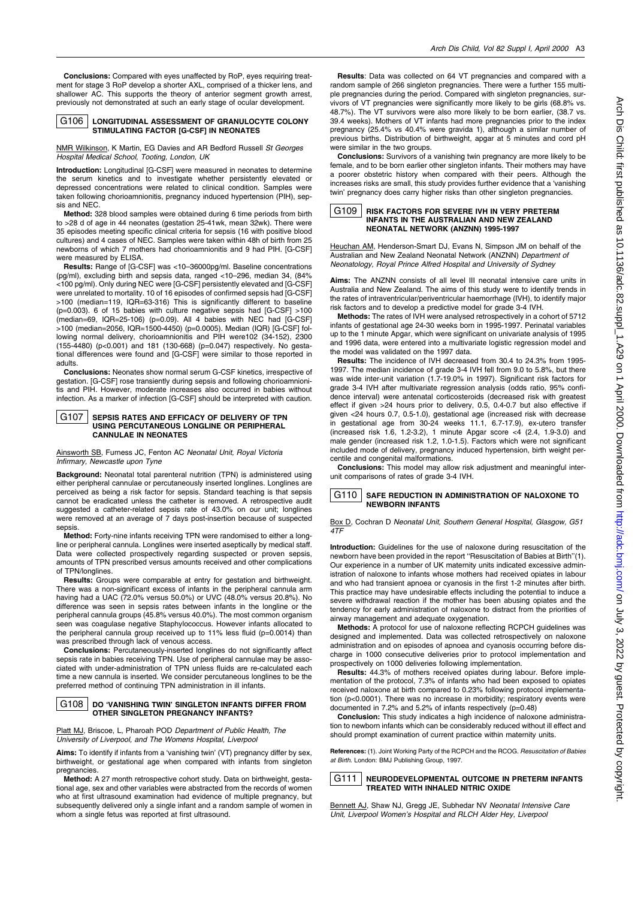**Conclusions:** Compared with eyes unaffected by RoP, eyes requiring treatment for stage 3 RoP develop a shorter AXL, comprised of a thicker lens, and shallower AC. This supports the theory of anterior segment growth arrest, previously not demonstrated at such an early stage of ocular development.

## G106 LONGITUDINAL ASSESSMENT OF GRANULOCYTE COLONY STIMULATING FACTOR [G-CSF] IN NEONATES

NMR Wilkinson, K Martin, EG Davies and AR Bedford Russell *St Georges Hospital Medical School, Tooting, London, UK*

**Introduction:** Longitudinal [G-CSF] were measured in neonates to determine the serum kinetics and to investigate whether persistently elevated or depressed concentrations were related to clinical condition. Samples were taken following chorioamnionitis, pregnancy induced hypertension (PIH), sepsis and NEC.

**Method:** 328 blood samples were obtained during 6 time periods from birth to >28 d of age in 44 neonates (gestation 25-41wk, mean 32wk). There were 35 episodes meeting specific clinical criteria for sepsis (16 with positive blood cultures) and 4 cases of NEC. Samples were taken within 48h of birth from 25 newborns of which 7 mothers had chorioamnionitis and 9 had PIH. [G-CSF] were measured by ELISA.

**Results:** Range of [G-CSF] was <10–36000pg/ml. Baseline concentrations (pg/ml), excluding birth and sepsis data, ranged <10–296, median 34, (84% <100 pg/ml). Only during NEC were [G-CSF] persistently elevated and [G-CSF] were unrelated to mortality. 10 of 16 episodes of confirmed sepsis had [G-CSF] >100 (median=119, IQR=63-316) This is significantly different to baseline (p=0.003). 6 of 15 babies with culture negative sepsis had [G-CSF] >100 (median=69, IQR=25-106) (p=0.09). All 4 babies with NEC had [G-CSF] >100 (median=2056, IQR=1500-4450) (p=0.0005). Median (IQR) [G-CSF] following normal delivery, chorioamnionitis and PIH were102 (34-152), 2300 (155-4480) (p<0.001) and 181 (130-668) (p=0.047) respectively. No gestational differences were found and [G-CSF] were similar to those reported in adults.

**Conclusions:** Neonates show normal serum G-CSF kinetics, irrespective of gestation. [G-CSF] rose transiently during sepsis and following chorioamnionitis and PIH. However, moderate increases also occurred in babies without infection. As a marker of infection [G-CSF] should be interpreted with caution.

## G107 SEPSIS RATES AND EFFICACY OF DELIVERY OF TPN USING PERCUTANEOUS LONGLINE OR PERIPHERAL CANNULAE IN NEONATES

Ainsworth SB, Furness JC, Fenton AC *Neonatal Unit, Royal Victoria Infirmary, Newcastle upon Tyne*

**Background:** Neonatal total parenteral nutrition (TPN) is administered using either peripheral cannulae or percutaneously inserted longlines. Longlines are perceived as being a risk factor for sepsis. Standard teaching is that sepsis cannot be eradicated unless the catheter is removed. A retrospective audit suggested a catheter-related sepsis rate of 43.0% on our unit; longlines were removed at an average of 7 days post-insertion because of suspected sepsis.

**Method:** Forty-nine infants receiving TPN were randomised to either a longline or peripheral cannula. Longlines were inserted aseptically by medical staff. Data were collected prospectively regarding suspected or proven sepsis, amounts of TPN prescribed versus amounts received and other complications of TPN/longlines.

**Results:** Groups were comparable at entry for gestation and birthweight. There was a non-significant excess of infants in the peripheral cannula arm having had a UAC (72.0% versus 50.0%) or UVC (48.0% versus 20.8%). No difference was seen in sepsis rates between infants in the longline or the peripheral cannula groups (45.8% versus 40.0%). The most common organism seen was coagulase negative Staphylococcus. However infants allocated to the peripheral cannula group received up to 11% less fluid (p=0.0014) than was prescribed through lack of venous access.

**Conclusions:** Percutaneously-inserted longlines do not significantly affect sepsis rate in babies receiving TPN. Use of peripheral cannulae may be associated with under-administration of TPN unless fluids are re-calculated each time a new cannula is inserted. We consider percutaneous longlines to be the preferred method of continuing TPN administration in ill infants.

## G108 DO 'VANISHING TWIN' SINGLETON INFANTS DIFFER FROM OTHER SINGLETON PREGNANCY INFANTS?

Platt MJ, Briscoe, L, Pharoah POD *Department of Public Health, The University of Liverpool, and The Womens Hospital, Liverpool*

**Aims:** To identify if infants from a 'vanishing twin' (VT) pregnancy differ by sex, birthweight, or gestational age when compared with infants from singleton pregnancies.

**Method:** A 27 month retrospective cohort study. Data on birthweight, gestational age, sex and other variables were abstracted from the records of women who at first ultrasound examination had evidence of multiple pregnancy, but subsequently delivered only a single infant and a random sample of women in whom a single fetus was reported at first ultrasound.

**Results**: Data was collected on 64 VT pregnancies and compared with a random sample of 266 singleton pregnancies. There were a further 155 multiple pregnancies during the period. Compared with singleton pregnancies, survivors of VT pregnancies were significantly more likely to be girls (68.8% vs. 48.7%). The VT survivors were also more likely to be born earlier, (38.7 vs. 39.4 weeks). Mothers of VT infants had more pregnancies prior to the index pregnancy (25.4% vs 40.4% were gravida 1), although a similar number of previous births. Distribution of birthweight, apgar at 5 minutes and cord pH were similar in the two groups.

**Conclusions:** Survivors of a vanishing twin pregnancy are more likely to be female, and to be born earlier other singleton infants. Their mothers may have a poorer obstetric history when compared with their peers. Although the increases risks are small, this study provides further evidence that a 'vanishing twin' pregnancy does carry higher risks than other singleton pregnancies.

## G109 RISK FACTORS FOR SEVERE IVH IN VERY PRETERM INFANTS IN THE AUSTRALIAN AND NEW ZEALAND NEONATAL NETWORK (ANZNN) 1995-1997

Heuchan AM, Henderson-Smart DJ, Evans N, Simpson JM on behalf of the Australian and New Zealand Neonatal Network (ANZNN) *Department of Neonatology, Royal Prince Alfred Hospital and University of Sydney*

**Aims:** The ANZNN consists of all level III neonatal intensive care units in Australia and New Zealand. The aims of this study were to identify trends in the rates of intraventricular/periventricular haemorrhage (IVH), to identify major risk factors and to develop a predictive model for grade 3-4 IVH.

**Methods:** The rates of IVH were analysed retrospectively in a cohort of 5712 infants of gestational age 24-30 weeks born in 1995-1997. Perinatal variables up to the 1 minute Apgar, which were significant on univariate analysis of 1995 and 1996 data, were entered into a multivariate logistic regression model and the model was validated on the 1997 data.

**Results:** The incidence of IVH decreased from 30.4 to 24.3% from 1995-1997. The median incidence of grade 3-4 IVH fell from 9.0 to 5.8%, but there was wide inter-unit variation (1.7-19.0% in 1997). Significant risk factors for grade 3-4 IVH after multivariate regression analysis (odds ratio, 95% confidence interval) were antenatal corticosteroids (decreased risk with greatest effect if given >24 hours prior to delivery, 0.5, 0.4-0.7 but also effective if given <24 hours 0.7, 0.5-1.0), gestational age (increased risk with decrease in gestational age from 30-24 weeks 11.1, 6.7-17.9), ex-utero transfer (increased risk 1.6, 1.2-3.2), 1 minute Apgar score <4 (2.4, 1.9-3.0) and male gender (increased risk 1.2, 1.0-1.5). Factors which were not significant included mode of delivery, pregnancy induced hypertension, birth weight percentile and congenital malformations.

**Conclusions:** This model may allow risk adjustment and meaningful inter-unit comparisons of rates of grade 3-4 IVH.

## G110 SAFE REDUCTION IN ADMINISTRATION OF NALOXONE TO NEWBORN INFANTS

Box D, Cochran D *Neonatal Unit, Southern General Hospital, Glasgow, G51 4TF*

**Introduction:** Guidelines for the use of naloxone during resuscitation of the newborn have been provided in the report "Resuscitation of Babies at Birth"(1). Our experience in a number of UK maternity units indicated excessive administration of naloxone to infants whose mothers had received opiates in labour and who had transient apnoea or cyanosis in the first 1-2 minutes after birth. This practice may have undesirable effects including the potential to induce a severe withdrawal reaction if the mother has been abusing opiates and the tendency for early administration of naloxone to distract from the priorities of airway management and adequate oxygenation.

**Methods:** A protocol for use of naloxone reflecting RCPCH guidelines was designed and implemented. Data was collected retrospectively on naloxone administration and on episodes of apnoea and cyanosis occurring before discharge in 1000 consecutive deliveries prior to protocol implementation and prospectively on 1000 deliveries following implementation.

**Results:** 44.3% of mothers received opiates during labour. Before implementation of the protocol, 7.3% of infants who had been exposed to opiates received naloxone at birth compared to 0.23% following protocol implementation (p<0.0001). There was no increase in morbidity; respiratory events were documented in 7.2% and 5.2% of infants respectively (p=0.48)

**Conclusion:** This study indicates a high incidence of naloxone administration to newborn infants which can be considerably reduced without ill effect and should prompt examination of current practice within maternity units.

**References:** (1). Joint Working Party of the RCPCH and the RCOG. *Resuscitation of Babies at Birth*. London: BMJ Publishing Group, 1997.

## G111 NEURODEVELOPMENTAL OUTCOME IN PRETERM INFANTS TREATED WITH INHALED NITRIC OXIDE

Bennett AJ, Shaw NJ, Gregg JE, Subhedar NV *Neonatal Intensive Care Unit, Liverpool Women's Hospital and RLCH Alder Hey, Liverpool*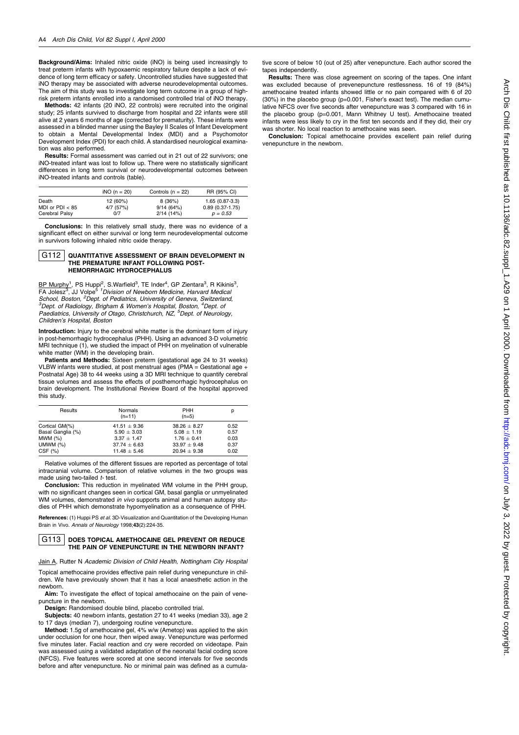**Background/Aims:** Inhaled nitric oxide (iNO) is being used increasingly to treat preterm infants with hypoxaemic respiratory failure despite a lack of evidence of long term efficacy or safety. Uncontrolled studies have suggested that iNO therapy may be associated with adverse neurodevelopmental outcomes. The aim of this study was to investigate long term outcome in a group of high-risk preterm infants enrolled into a randomised controlled trial of iNO therapy.

**Methods:** 42 infants (20 iNO, 22 controls) were recruited into the original study; 25 infants survived to discharge from hospital and 22 infants were still alive at 2 years 6 months of age (corrected for prematurity). These infants were assessed in a blinded manner using the Bayley II Scales of Infant Development to obtain a Mental Developmental Index (MDI) and a Psychomotor Development Index (PDI) for each child. A standardised neurological examination was also performed.

**Results:** Formal assessment was carried out in 21 out of 22 survivors; one iNO-treated infant was lost to follow up. There were no statistically significant differences in long term survival or neurodevelopmental outcomes between iNO-treated infants and controls (table).

| | iNO (n = 20) | Controls (n = 22) | RR (95% CI) |
|---|---|---|---|
| Death | 12 (60%) | 8 (36%) | 1.65 (0.87-3.3) |
| MDI or PDI < 85 | 4/7 (57%) | 9/14 (64%) | 0.89 (0.37-1.75) |
| Cerebral Palsy | 0/7 | 2/14 (14%) | *p = 0.53* |

**Conclusions:** In this relatively small study, there was no evidence of a significant effect on either survival or long term neurodevelopmental outcome in survivors following inhaled nitric oxide therapy.

## G112 QUANTITATIVE ASSESSMENT OF BRAIN DEVELOPMENT IN THE PREMATURE INFANT FOLLOWING POST-HEMORRHAGIC HYDROCEPHALUS

BP Murphy[1], PS Huppi[2], S.Warfield[3], TE Inder[4], GP Zientara[3], R Kikinis[3], FA Jolesz[3], JJ Volpe[5] *[1]Division of Newborn Medicine, Harvard Medical School, Boston, [2]Dept. of Pediatrics, University of Geneva, Switzerland, [3]Dept. of Radiology, Brigham & Women's Hospital, Boston, [4]Dept. of Paediatrics, University of Otago, Christchurch, NZ, [5]Dept. of Neurology, Children's Hospital, Boston*

**Introduction:** Injury to the cerebral white matter is the dominant form of injury in post-hemorrhagic hydrocephalus (PHH). Using an advanced 3-D volumetric MRI technique (1), we studied the impact of PHH on myelination of vulnerable white matter (WM) in the developing brain.

**Patients and Methods:** Sixteen preterm (gestational age 24 to 31 weeks) VLBW infants were studied, at post menstrual ages (PMA = Gestational age + Postnatal Age) 38 to 44 weeks using a 3D MRI technique to quantify cerebral tissue volumes and assess the effects of posthemorrhagic hydrocephalus on brain development. The Institutional Review Board of the hospital approved this study.

| Results | Normals (n=11) | PHH (n=5) | p |
|---|---|---|---|
| Cortical GM(%) | 41.51 ± 9.36 | 38.26 ± 8.27 | 0.52 |
| Basal Ganglia (%) | 5.90 ± 3.03 | 5.08 ± 1.19 | 0.57 |
| MWM (%) | 3.37 ± 1.47 | 1.76 ± 0.41 | 0.03 |
| UMWM (%) | 37.74 ± 6.63 | 33.97 ± 9.48 | 0.37 |
| CSF (%) | 11.48 ± 5.46 | 20.94 ± 9.38 | 0.02 |

Relative volumes of the different tissues are reported as percentage of total intracranial volume. Comparison of relative volumes in the two groups was made using two-tailed *t*- test.

**Conclusion:** This reduction in myelinated WM volume in the PHH group, with no significant changes seen in cortical GM, basal ganglia or unmyelinated WM volumes, demonstrated *in vivo* supports animal and human autopsy studies of PHH which demonstrate hypomyelination as a consequence of PHH.

**References:** (1) Huppi PS *et al*. 3D-Visualization and Quantitation of the Developing Human Brain in Vivo. *Annals of Neurology* 1998;**43**(2):224-35.

## G113 DOES TOPICAL AMETHOCAINE GEL PREVENT OR REDUCE THE PAIN OF VENEPUNCTURE IN THE NEWBORN INFANT?

Jain A, Rutter N *Academic Division of Child Health, Nottingham City Hospital*

Topical amethocaine provides effective pain relief during venepuncture in children. We have previously shown that it has a local anaesthetic action in the newborn.

**Aim:** To investigate the effect of topical amethocaine on the pain of venepuncture in the newborn.

**Design:** Randomised double blind, placebo controlled trial.

**Subjects:** 40 newborn infants, gestation 27 to 41 weeks (median 33), age 2 to 17 days (median 7), undergoing routine venepuncture.

**Method:** 1.5g of amethocaine gel, 4% w/w (Ametop) was applied to the skin under occlusion for one hour, then wiped away. Venepuncture was performed five minutes later. Facial reaction and cry were recorded on videotape. Pain was assessed using a validated adaptation of the neonatal facial coding score (NFCS). Five features were scored at one second intervals for five seconds before and after venepuncture. No or minimal pain was defined as a cumulative score of below 10 (out of 25) after venepuncture. Each author scored the tapes independently.

**Results:** There was close agreement on scoring of the tapes. One infant was excluded because of prevenepuncture restlessness. 16 of 19 (84%) amethocaine treated infants showed little or no pain compared with 6 of 20 (30%) in the placebo group (p=0.001, Fisher's exact test). The median cumulative NFCS over five seconds after venepuncture was 3 compared with 16 in the placebo group (p=0.001, Mann Whitney U test). Amethocaine treated infants were less likely to cry in the first ten seconds and if they did, their cry was shorter. No local reaction to amethocaine was seen.

**Conclusion:** Topical amethocaine provides excellent pain relief during venepuncture in the newborn.